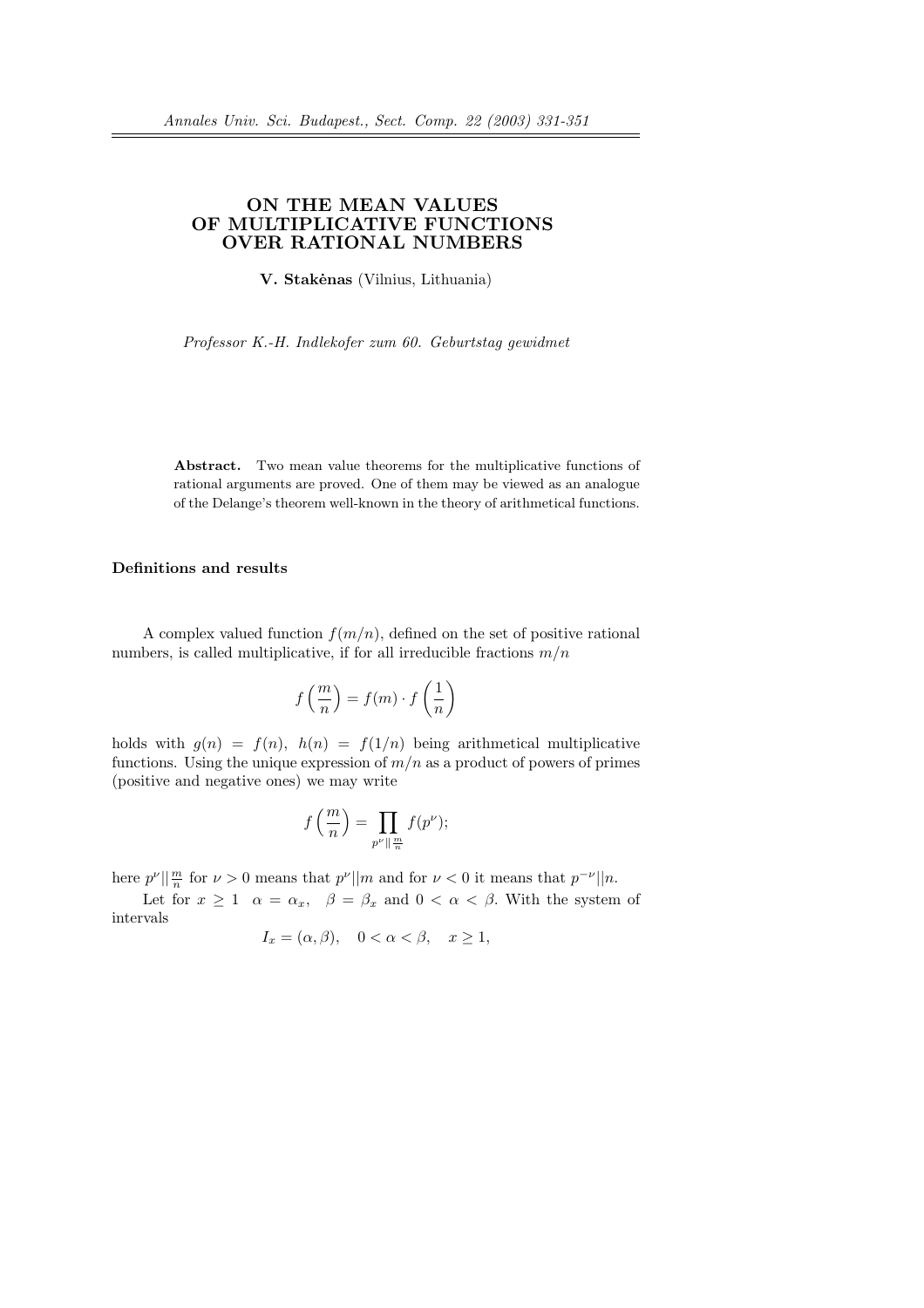# ON THE MEAN VALUES OF MULTIPLICATIVE FUNCTIONS OVER RATIONAL NUMBERS

**V. Stakėnas** (Vilnius, Lithuania)

*Professor K.-H. Indlekofer zum 60. Geburtstag gewidmet*

**Abstract.** Two mean value theorems for the multiplicative functions of rational arguments are proved. One of them may be viewed as an analogue of the Delange's theorem well-known in the theory of arithmetical functions.

## Definitions and results

A complex valued function $f(m/n)$, defined on the set of positive rational numbers, is called multiplicative, if for all irreducible fractions $m/n$

$$f\left(\frac{m}{n}\right) = f(m) \cdot f\left(\frac{1}{n}\right)$$

holds with $g(n) = f(n)$, $h(n) = f(1/n)$ being arithmetical multiplicative functions. Using the unique expression of $m/n$ as a product of powers of primes (positive and negative ones) we may write

$$f\left(\frac{m}{n}\right) = \prod_{p^\nu || \frac{m}{n}} f(p^\nu);$$

here $p^\nu || \frac{m}{n}$ for $\nu > 0$ means that $p^\nu || m$ and for $\nu < 0$ it means that $p^{-\nu} || n$.

Let for $x \geq 1$ $\alpha = \alpha_x$, $\beta = \beta_x$ and $0 < \alpha < \beta$. With the system of intervals

$$I_x = (\alpha, \beta), \quad 0 < \alpha < \beta, \quad x \geq 1,$$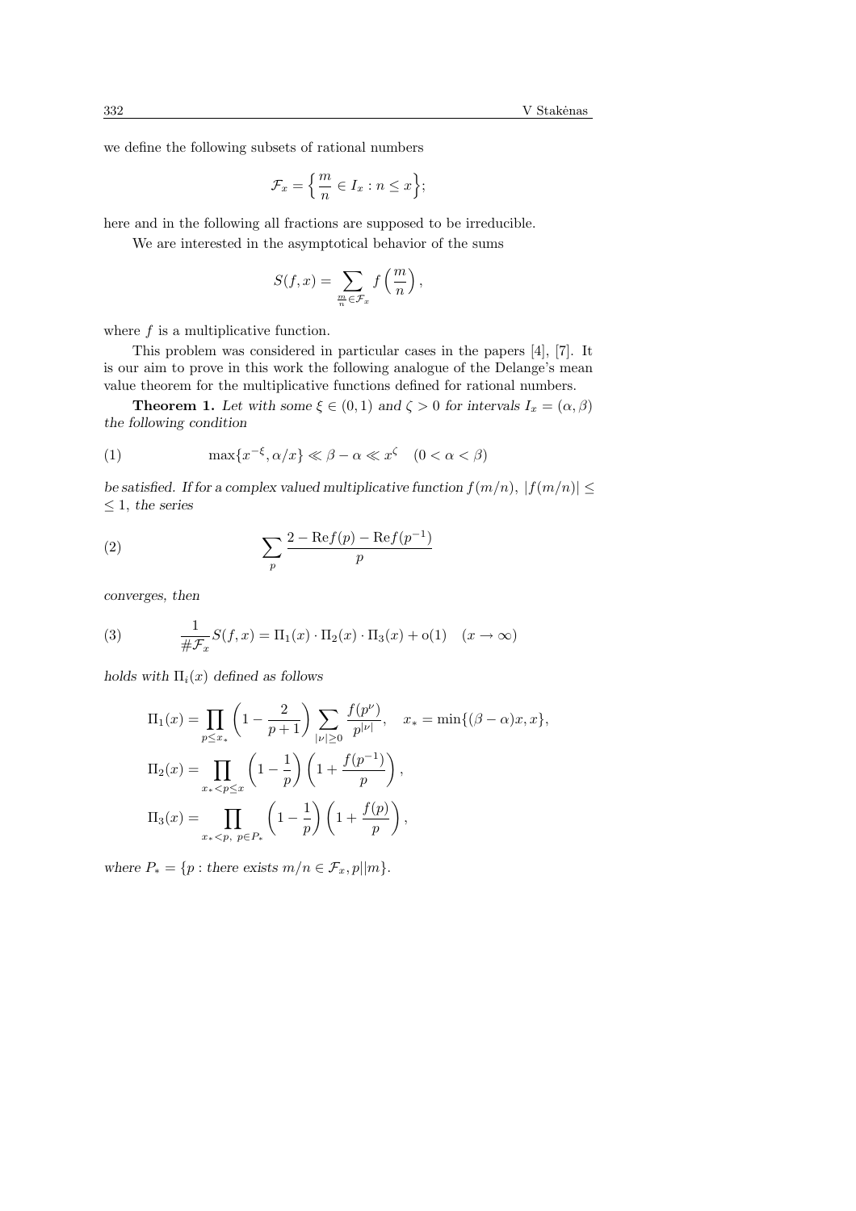we define the following subsets of rational numbers

$$\mathcal{F}_x = \Big\{ \frac{m}{n} \in I_x : n \leq x \Big\};$$

here and in the following all fractions are supposed to be irreducible.

We are interested in the asymptotical behavior of the sums

$$S(f,x) = \sum_{\frac{m}{n} \in \mathcal{F}_x} f\left(\frac{m}{n}\right),$$

where $f$ is a multiplicative function.

This problem was considered in particular cases in the papers [4], [7]. It is our aim to prove in this work the following analogue of the Delange's mean value theorem for the multiplicative functions defined for rational numbers.

**Theorem 1.** *Let with some $\xi \in (0,1)$ and $\zeta > 0$ for intervals $I_x = (\alpha, \beta)$ the following condition*

$$\max\{x^{-\xi}, \alpha/x\} \ll \beta - \alpha \ll x^{\zeta} \quad (0 < \alpha < \beta) \tag{1}$$

*be satisfied. If for a complex valued multiplicative function $f(m/n)$, $|f(m/n)| \leq 1$, the series*

$$\sum_p \frac{2 - \mathrm{Re} f(p) - \mathrm{Re} f(p^{-1})}{p} \tag{2}$$

*converges, then*

$$\frac{1}{\#\mathcal{F}_x} S(f,x) = \Pi_1(x) \cdot \Pi_2(x) \cdot \Pi_3(x) + \mathrm{o}(1) \quad (x \to \infty) \tag{3}$$

*holds with $\Pi_i(x)$ defined as follows*

$$\Pi_1(x) = \prod_{p \leq x_*} \left(1 - \frac{2}{p+1}\right) \sum_{|\nu| \geq 0} \frac{f(p^\nu)}{p^{|\nu|}}, \quad x_* = \min\{(\beta - \alpha)x, x\},$$

$$\Pi_2(x) = \prod_{x_* < p \leq x} \left(1 - \frac{1}{p}\right)\left(1 + \frac{f(p^{-1})}{p}\right),$$

$$\Pi_3(x) = \prod_{x_* < p, \ p \in P_*} \left(1 - \frac{1}{p}\right)\left(1 + \frac{f(p)}{p}\right),$$

*where $P_* = \{p :$ there exists $m/n \in \mathcal{F}_x, p \| m\}$.*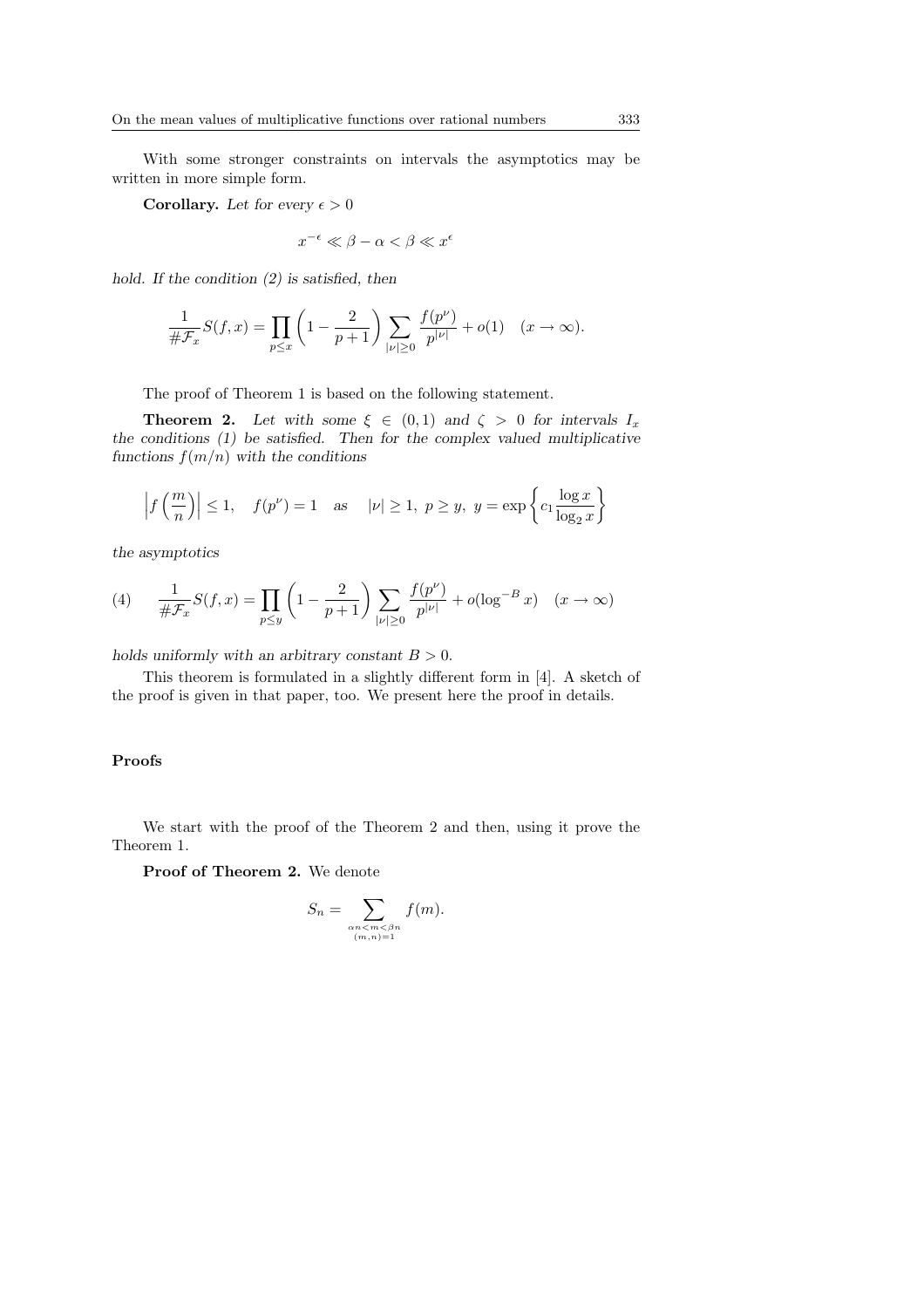With some stronger constraints on intervals the asymptotics may be written in more simple form.

**Corollary.** *Let for every $\epsilon > 0$*

$$x^{-\epsilon} \ll \beta - \alpha < \beta \ll x^{\epsilon}$$

*hold. If the condition (2) is satisfied, then*

$$\frac{1}{\#\mathcal{F}_x} S(f,x) = \prod_{p \le x} \left(1 - \frac{2}{p+1}\right) \sum_{|\nu| \ge 0} \frac{f(p^\nu)}{p^{|\nu|}} + o(1) \quad (x \to \infty).$$

The proof of Theorem 1 is based on the following statement.

**Theorem 2.** *Let with some $\xi \in (0,1)$ and $\zeta > 0$ for intervals $I_x$ the conditions (1) be satisfied. Then for the complex valued multiplicative functions $f(m/n)$ with the conditions*

$$\left| f\left(\frac{m}{n}\right)\right| \le 1, \quad f(p^\nu) = 1 \quad as \quad |\nu| \ge 1,\ p \ge y,\ y = \exp\left\{c_1 \frac{\log x}{\log_2 x}\right\}$$

*the asymptotics*

$$\frac{1}{\#\mathcal{F}_x} S(f,x) = \prod_{p \le y} \left(1 - \frac{2}{p+1}\right) \sum_{|\nu| \ge 0} \frac{f(p^\nu)}{p^{|\nu|}} + o(\log^{-B} x) \quad (x \to \infty) \tag{4}$$

*holds uniformly with an arbitrary constant $B > 0$.*

This theorem is formulated in a slightly different form in [4]. A sketch of the proof is given in that paper, too. We present here the proof in details.

## Proofs

We start with the proof of the Theorem 2 and then, using it prove the Theorem 1.

**Proof of Theorem 2.** We denote

$$S_n = \sum_{\substack{\alpha n < m < \beta n \\ (m,n)=1}} f(m).$$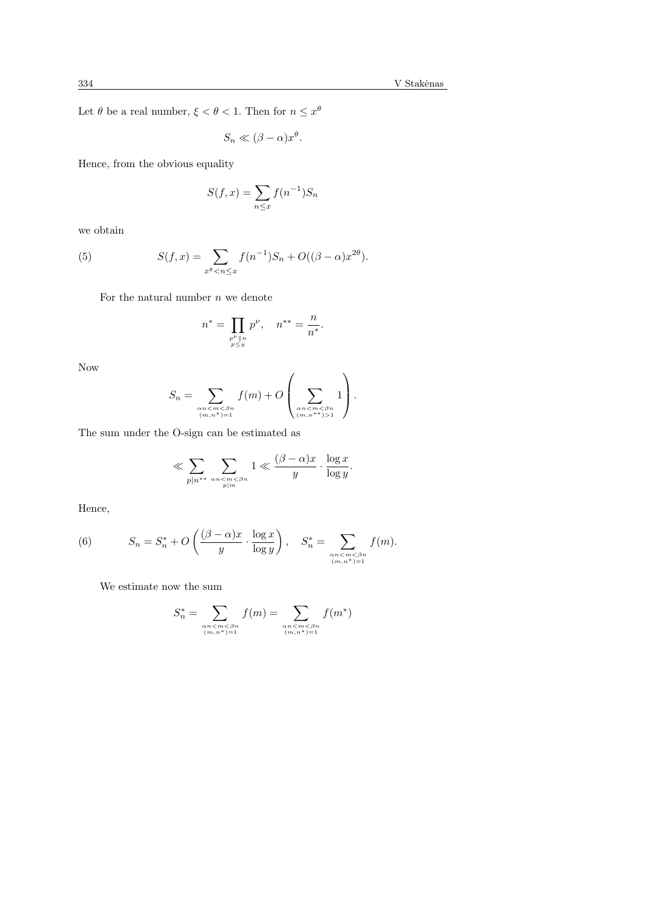Let $\theta$ be a real number, $\xi < \theta < 1$. Then for $n \le x^\theta$

$$S_n \ll (\beta - \alpha)x^\theta.$$

Hence, from the obvious equality

$$S(f, x) = \sum_{n \le x} f(n^{-1}) S_n$$

we obtain

$$S(f, x) = \sum_{x^\theta < n \le x} f(n^{-1}) S_n + O((\beta - \alpha)x^{2\theta}). \tag{5}$$

For the natural number $n$ we denote

$$n^* = \prod_{\substack{p^\nu \| n \\ p \le y}} p^\nu, \quad n^{**} = \frac{n}{n^*}.$$

Now

$$S_n = \sum_{\substack{\alpha n < m < \beta n \\ (m, n^*) = 1}} f(m) + O\left( \sum_{\substack{\alpha n < m < \beta n \\ (m, n^{**}) > 1}} 1 \right).$$

The sum under the O-sign can be estimated as

$$\ll \sum_{p | n^{**}} \sum_{\substack{\alpha n < m < \beta n \\ p | m}} 1 \ll \frac{(\beta - \alpha)x}{y} \cdot \frac{\log x}{\log y}.$$

Hence,

$$S_n = S_n^* + O\left( \frac{(\beta - \alpha)x}{y} \cdot \frac{\log x}{\log y} \right), \quad S_n^* = \sum_{\substack{\alpha n < m < \beta n \\ (m, n^*) = 1}} f(m). \tag{6}$$

We estimate now the sum

$$S_n^* = \sum_{\substack{\alpha n < m < \beta n \\ (m, n^*) = 1}} f(m) = \sum_{\substack{\alpha n < m < \beta n \\ (m, n^*) = 1}} f(m^*)$$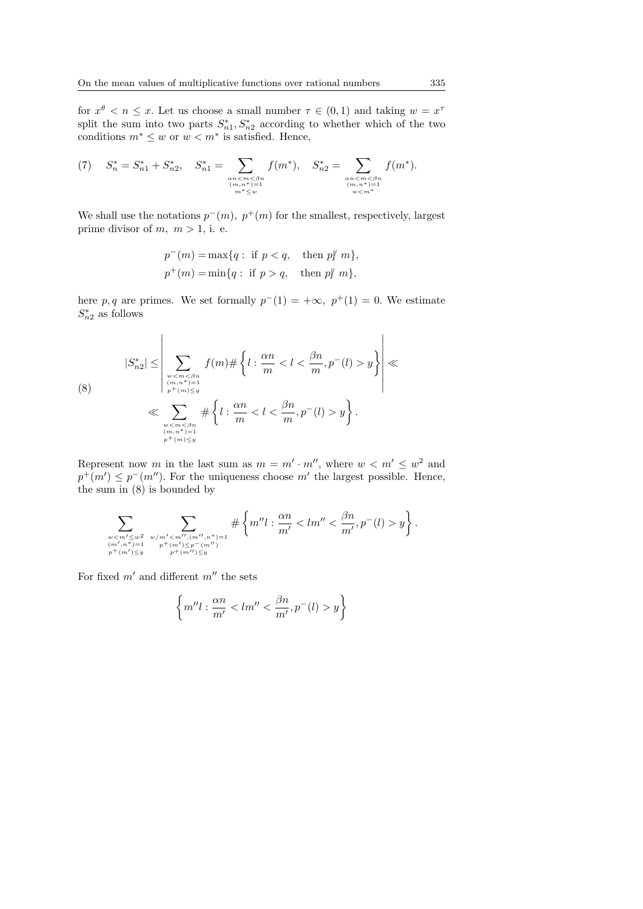for $x^\theta < n \le x$. Let us choose a small number $\tau \in (0,1)$ and taking $w = x^\tau$ split the sum into two parts $S^*_{n1}, S^*_{n2}$ according to whether which of the two conditions $m^* \le w$ or $w < m^*$ is satisfied. Hence,

$$
(7) \quad S^*_n = S^*_{n1} + S^*_{n2}, \quad S^*_{n1} = \sum_{\substack{\alpha n < m < \beta n \\ (m,n^*)=1 \\ m^* \le w}} f(m^*), \quad S^*_{n2} = \sum_{\substack{\alpha n < m < \beta n \\ (m,n^*)=1 \\ w < m^*}} f(m^*).
$$

We shall use the notations $p^-(m)$, $p^+(m)$ for the smallest, respectively, largest prime divisor of $m$, $m > 1$, i. e.

$$
\begin{aligned}
p^-(m) &= \max\{q : \text{ if } p < q, \quad \text{then } p \nmid m\}, \\
p^+(m) &= \min\{q : \text{ if } p > q, \quad \text{then } p \nmid m\},
\end{aligned}
$$

here $p, q$ are primes. We set formally $p^-(1) = +\infty$, $p^+(1) = 0$. We estimate $S^*_{n2}$ as follows

$$
(8) \quad
\begin{aligned}
|S^*_{n2}| &\le \left| \sum_{\substack{w < m < \beta n \\ (m,n^*)=1 \\ p^+(m) \le y}} f(m) \# \left\{ l : \frac{\alpha n}{m} < l < \frac{\beta n}{m}, p^-(l) > y \right\} \right| \ll \\
&\ll \sum_{\substack{w < m < \beta n \\ (m,n^*)=1 \\ p^+(m) \le y}} \# \left\{ l : \frac{\alpha n}{m} < l < \frac{\beta n}{m}, p^-(l) > y \right\}.
\end{aligned}
$$

Represent now $m$ in the last sum as $m = m' \cdot m''$, where $w < m' \le w^2$ and $p^+(m') \le p^-(m'')$. For the uniqueness choose $m'$ the largest possible. Hence, the sum in (8) is bounded by

$$
\sum_{\substack{w < m' \le w^2 \\ (m',n^*)=1 \\ p^+(m') \le y}} \quad \sum_{\substack{w/m' < m'', (m'',n^*)=1 \\ p^+(m') \le p^-(m'') \\ p^+(m'') \le y}} \# \left\{ m'' l : \frac{\alpha n}{m'} < l m'' < \frac{\beta n}{m'}, p^-(l) > y \right\}.
$$

For fixed $m'$ and different $m''$ the sets

$$
\left\{ m'' l : \frac{\alpha n}{m'} < l m'' < \frac{\beta n}{m'}, p^-(l) > y \right\}
$$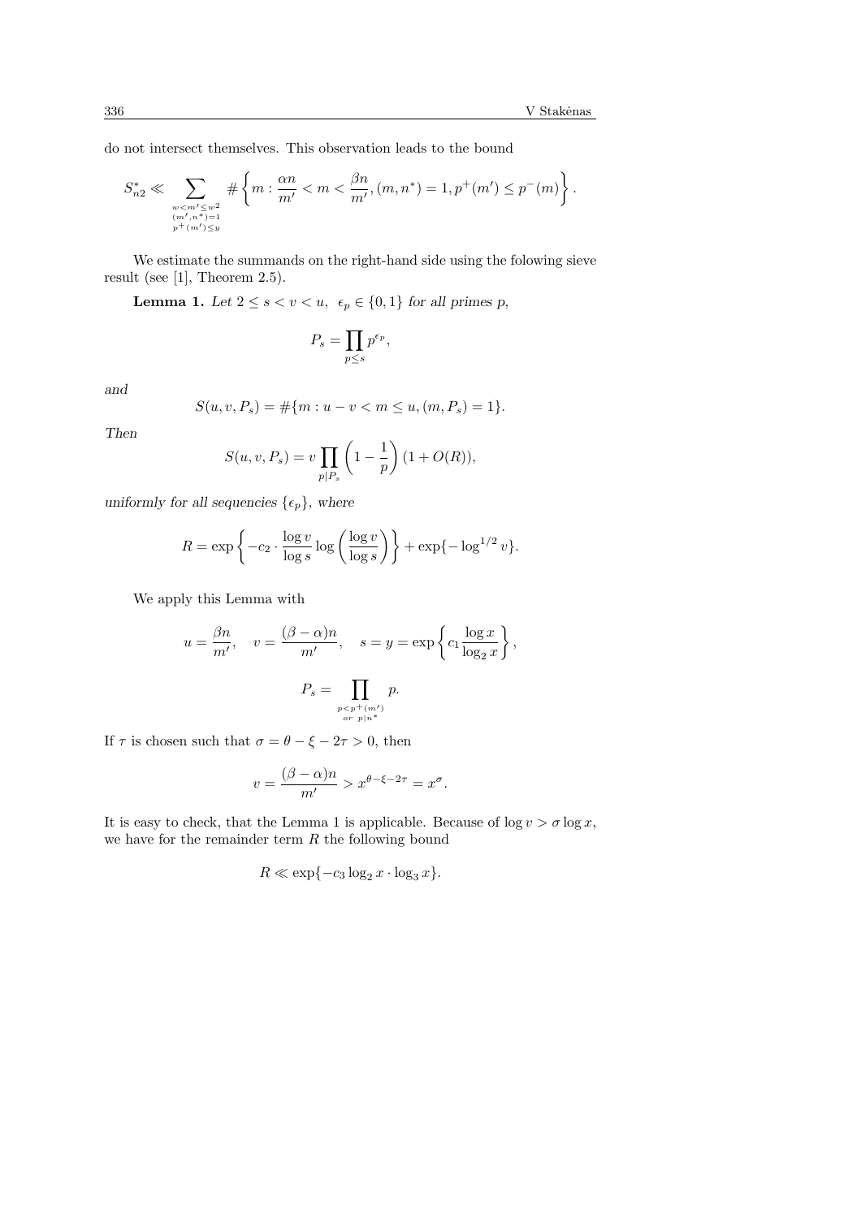do not intersect themselves. This observation leads to the bound

$$S^*_{n2} \ll \sum_{\substack{w<m'\leq w^2 \\ (m',n^*)=1 \\ p^+(m')\leq y}} \# \left\{ m : \frac{\alpha n}{m'} < m < \frac{\beta n}{m'}, (m,n^*)=1, p^+(m') \leq p^-(m) \right\}.$$

We estimate the summands on the right-hand side using the folowing sieve result (see [1], Theorem 2.5).

**Lemma 1.** *Let* $2 \leq s < v < u$, $\epsilon_p \in \{0,1\}$ *for all primes* $p$,

$$P_s = \prod_{p\leq s} p^{\epsilon_p},$$

*and*

$$S(u,v,P_s) = \#\{m : u-v < m \leq u, (m,P_s)=1\}.$$

*Then*

$$S(u,v,P_s) = v \prod_{p|P_s} \left(1-\frac{1}{p}\right)(1+O(R)),$$

*uniformly for all sequencies* $\{\epsilon_p\}$, *where*

$$R = \exp\left\{-c_2 \cdot \frac{\log v}{\log s} \log\left(\frac{\log v}{\log s}\right)\right\} + \exp\{-\log^{1/2} v\}.$$

We apply this Lemma with

$$u = \frac{\beta n}{m'}, \quad v = \frac{(\beta-\alpha)n}{m'}, \quad s = y = \exp\left\{c_1 \frac{\log x}{\log_2 x}\right\},$$

$$P_s = \prod_{\substack{p<p^+(m') \\ or \;\; p|n^*}} p.$$

If $\tau$ is chosen such that $\sigma = \theta - \xi - 2\tau > 0$, then

$$v = \frac{(\beta-\alpha)n}{m'} > x^{\theta-\xi-2\tau} = x^{\sigma}.$$

It is easy to check, that the Lemma 1 is applicable. Because of $\log v > \sigma \log x$, we have for the remainder term $R$ the following bound

$$R \ll \exp\{-c_3 \log_2 x \cdot \log_3 x\}.$$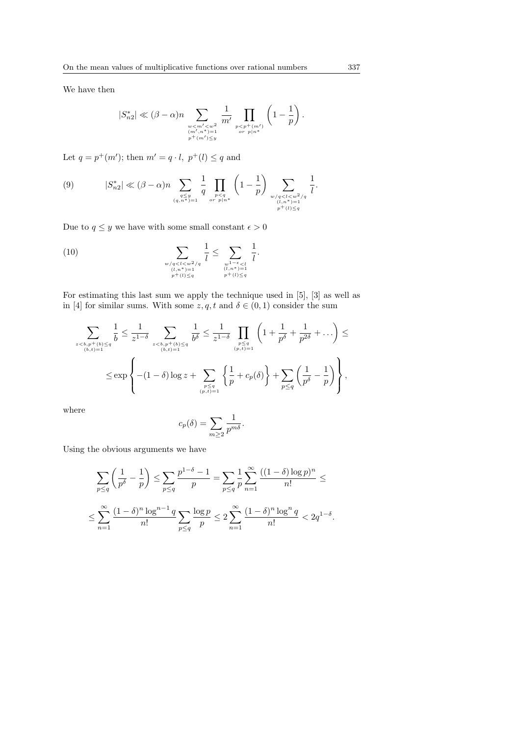We have then

$$|S_{n2}^*| \ll (\beta-\alpha)n \sum_{\substack{w<m'<w^2 \\ (m',n^*)=1 \\ p^+(m')\le y}} \frac{1}{m'} \prod_{\substack{p<p^+(m') \\ or\ p|n^*}} \left(1-\frac{1}{p}\right).$$

Let $q = p^+(m')$; then $m' = q \cdot l,\ p^+(l) \le q$ and

$$|S_{n2}^*| \ll (\beta-\alpha)n \sum_{\substack{q\le y \\ (q,n^*)=1}} \frac{1}{q} \prod_{\substack{p<q \\ or\ p|n^*}} \left(1-\frac{1}{p}\right) \sum_{\substack{w/q<l<w^2/q \\ (l,n^*)=1 \\ p^+(l)\le q}} \frac{1}{l}. \tag{9}$$

Due to $q \le y$ we have with some small constant $\epsilon > 0$

$$\sum_{\substack{w/q<l<w^2/q \\ (l,n^*)=1 \\ p^+(l)\le q}} \frac{1}{l} \le \sum_{\substack{w^{1-\epsilon}<l \\ (l,n^*)=1 \\ p^+(l)\le q}} \frac{1}{l}. \tag{10}$$

For estimating this last sum we apply the technique used in [5], [3] as well as in [4] for similar sums. With some $z, q, t$ and $\delta \in (0,1)$ consider the sum

$$\sum_{\substack{z<b, p^+(b)\le q \\ (b,t)=1}} \frac{1}{b} \le \frac{1}{z^{1-\delta}} \sum_{\substack{z<b, p^+(b)\le q \\ (b,t)=1}} \frac{1}{b^\delta} \le \frac{1}{z^{1-\delta}} \prod_{\substack{p\le q \\ (p,t)=1}} \left(1+\frac{1}{p^\delta}+\frac{1}{p^{2\delta}}+\dots\right) \le$$

$$\le \exp\left\{-(1-\delta)\log z + \sum_{\substack{p\le q \\ (p,t)=1}} \left\{\frac{1}{p}+c_p(\delta)\right\} + \sum_{p\le q}\left(\frac{1}{p^\delta}-\frac{1}{p}\right)\right\},$$

where

$$c_p(\delta) = \sum_{m\ge 2} \frac{1}{p^{m\delta}}.$$

Using the obvious arguments we have

$$\sum_{p\le q}\left(\frac{1}{p^\delta}-\frac{1}{p}\right) \le \sum_{p\le q} \frac{p^{1-\delta}-1}{p} = \sum_{p\le q} \frac{1}{p} \sum_{n=1}^{\infty} \frac{((1-\delta)\log p)^n}{n!} \le$$

$$\le \sum_{n=1}^{\infty} \frac{(1-\delta)^n \log^{n-1} q}{n!} \sum_{p\le q} \frac{\log p}{p} \le 2\sum_{n=1}^{\infty} \frac{(1-\delta)^n \log^n q}{n!} < 2q^{1-\delta}.$$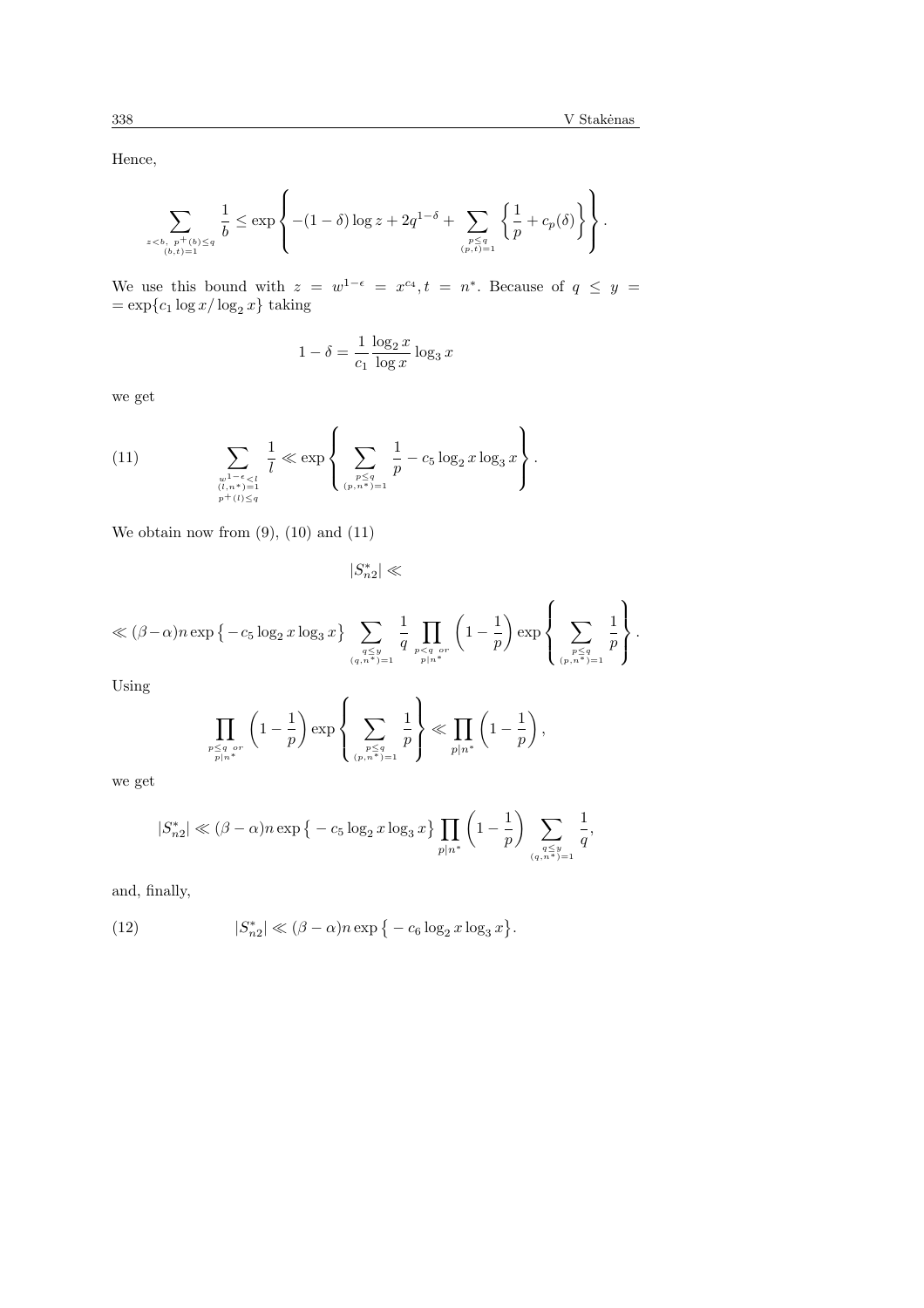Hence,

$$\sum_{\substack{z<b,\ p^+(b)\leq q \\ (b,t)=1}} \frac{1}{b} \leq \exp\left\{ -(1-\delta)\log z + 2q^{1-\delta} + \sum_{\substack{p\leq q \\ (p,t)=1}} \left\{ \frac{1}{p} + c_p(\delta) \right\} \right\}.$$

We use this bound with $z = w^{1-\epsilon} = x^{c_4}, t = n^*$. Because of $q \leq y = \exp\{c_1 \log x / \log_2 x\}$ taking

$$1-\delta = \frac{1}{c_1} \frac{\log_2 x}{\log x} \log_3 x$$

we get

$$\sum_{\substack{w^{1-\epsilon}<l \\ (l,n^*)=1 \\ p^+(l)\leq q}} \frac{1}{l} \ll \exp\left\{ \sum_{\substack{p\leq q \\ (p,n^*)=1}} \frac{1}{p} - c_5 \log_2 x \log_3 x \right\}. \tag{11}$$

We obtain now from (9), (10) and (11)

$$|S^*_{n2}| \ll$$

$$\ll (\beta-\alpha) n \exp\left\{ -c_5 \log_2 x \log_3 x \right\} \sum_{\substack{q\leq y \\ (q,n^*)=1}} \frac{1}{q} \prod_{\substack{p<q \ \ or \\ p|n^*}} \left(1-\frac{1}{p}\right) \exp\left\{ \sum_{\substack{p\leq q \\ (p,n^*)=1}} \frac{1}{p} \right\}.$$

Using

$$\prod_{\substack{p\leq q \ \ or \\ p|n^*}} \left(1-\frac{1}{p}\right) \exp\left\{ \sum_{\substack{p\leq q \\ (p,n^*)=1}} \frac{1}{p} \right\} \ll \prod_{p|n^*} \left(1-\frac{1}{p}\right),$$

we get

$$|S^*_{n2}| \ll (\beta-\alpha) n \exp\left\{ -c_5 \log_2 x \log_3 x \right\} \prod_{p|n^*} \left(1-\frac{1}{p}\right) \sum_{\substack{q\leq y \\ (q,n^*)=1}} \frac{1}{q},$$

and, finally,

$$|S^*_{n2}| \ll (\beta-\alpha) n \exp\left\{ -c_6 \log_2 x \log_3 x \right\}. \tag{12}$$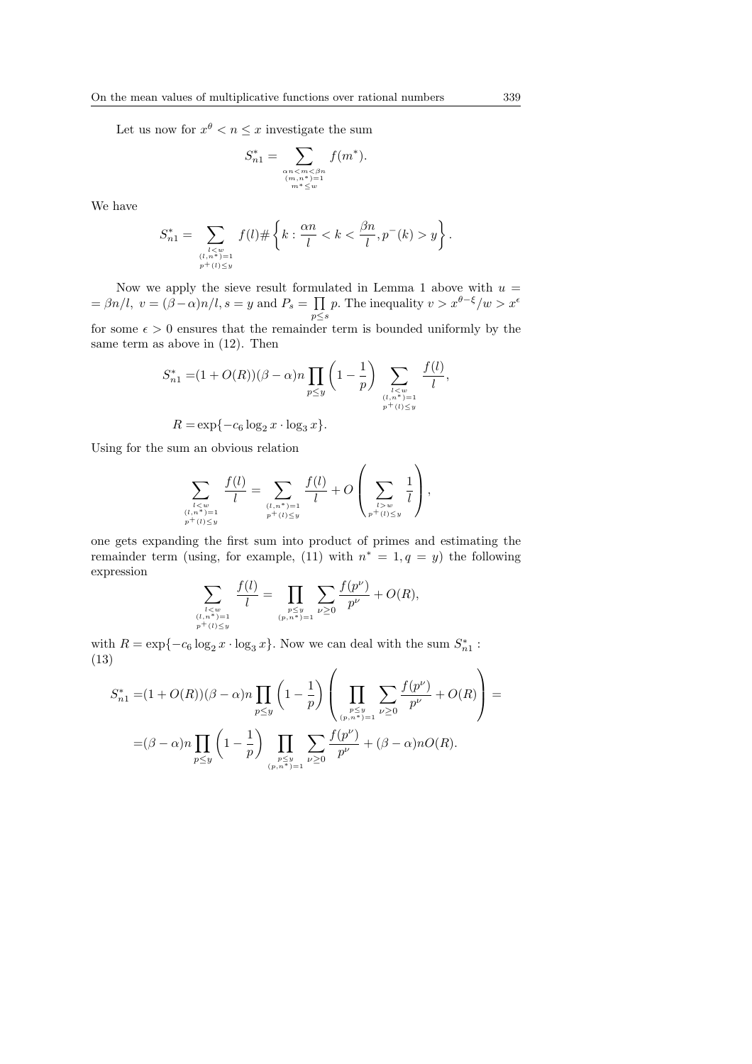Let us now for $x^\theta < n \le x$ investigate the sum

$$S^*_{n1} = \sum_{\substack{\alpha n < m < \beta n \\ (m,n^*)=1 \\ m^* \le w}} f(m^*).$$

We have

$$S^*_{n1} = \sum_{\substack{l<w \\ (l,n^*)=1 \\ p^+(l)\le y}} f(l)\#\left\{k : \frac{\alpha n}{l} < k < \frac{\beta n}{l}, p^-(k) > y\right\}.$$

Now we apply the sieve result formulated in Lemma 1 above with $u = \beta n/l$, $v = (\beta-\alpha)n/l, s = y$ and $P_s = \prod\limits_{p\le s} p$. The inequality $v > x^{\theta-\xi}/w > x^\epsilon$ for some $\epsilon > 0$ ensures that the remainder term is bounded uniformly by the same term as above in (12). Then

$$S^*_{n1} =(1 + O(R))(\beta-\alpha)n \prod_{p\le y}\left(1-\frac{1}{p}\right) \sum_{\substack{l<w \\ (l,n^*)=1 \\ p^+(l)\le y}} \frac{f(l)}{l},$$

$$R = \exp\{-c_6 \log_2 x \cdot \log_3 x\}.$$

Using for the sum an obvious relation

$$\sum_{\substack{l<w \\ (l,n^*)=1 \\ p^+(l)\le y}} \frac{f(l)}{l} = \sum_{\substack{(l,n^*)=1 \\ p^+(l)\le y}} \frac{f(l)}{l} + O\left(\sum_{\substack{l>w \\ p^+(l)\le y}} \frac{1}{l}\right),$$

one gets expanding the first sum into product of primes and estimating the remainder term (using, for example, (11) with $n^* = 1, q = y$) the following expression

$$\sum_{\substack{l<w \\ (l,n^*)=1 \\ p^+(l)\le y}} \frac{f(l)}{l} = \prod_{\substack{p\le y \\ (p,n^*)=1}} \sum_{\nu\ge 0} \frac{f(p^\nu)}{p^\nu} + O(R),$$

with $R = \exp\{-c_6 \log_2 x \cdot \log_3 x\}$. Now we can deal with the sum $S^*_{n1}$ :

(13)

$$\begin{aligned} S^*_{n1} =&(1 + O(R))(\beta-\alpha)n \prod_{p\le y}\left(1-\frac{1}{p}\right)\left(\prod_{\substack{p\le y \\ (p,n^*)=1}} \sum_{\nu\ge 0} \frac{f(p^\nu)}{p^\nu} + O(R)\right) = \\ =&(\beta-\alpha)n \prod_{p\le y}\left(1-\frac{1}{p}\right) \prod_{\substack{p\le y \\ (p,n^*)=1}} \sum_{\nu\ge 0} \frac{f(p^\nu)}{p^\nu} + (\beta-\alpha)nO(R). \end{aligned}$$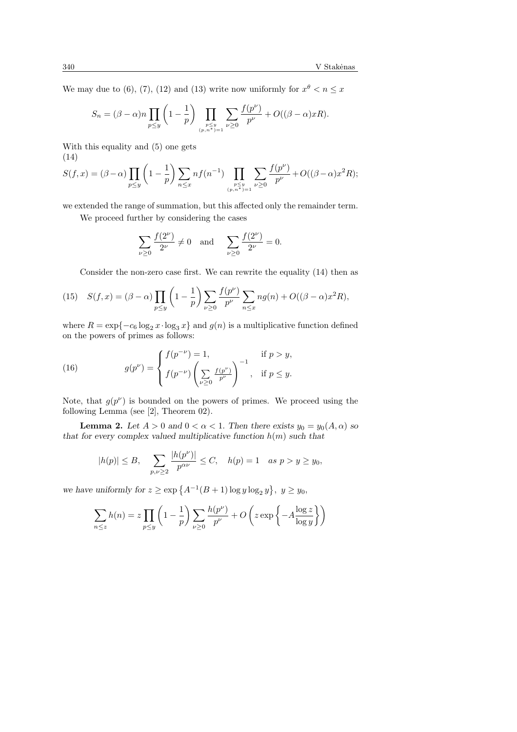We may due to (6), (7), (12) and (13) write now uniformly for $x^\theta < n \le x$

$$S_n = (\beta - \alpha) n \prod_{p \le y} \left(1 - \frac{1}{p}\right) \prod_{\substack{p \le y \\ (p, n^*) = 1}} \sum_{\nu \ge 0} \frac{f(p^\nu)}{p^\nu} + O((\beta - \alpha) x R).$$

With this equality and (5) one gets

$$S(f, x) = (\beta - \alpha) \prod_{p \le y} \left(1 - \frac{1}{p}\right) \sum_{n \le x} n f(n^{-1}) \prod_{\substack{p \le y \\ (p, n^*) = 1}} \sum_{\nu \ge 0} \frac{f(p^\nu)}{p^\nu} + O((\beta - \alpha) x^2 R); \tag{14}$$

we extended the range of summation, but this affected only the remainder term.

We proceed further by considering the cases

$$\sum_{\nu \ge 0} \frac{f(2^\nu)}{2^\nu} \ne 0 \quad \text{and} \quad \sum_{\nu \ge 0} \frac{f(2^\nu)}{2^\nu} = 0.$$

Consider the non-zero case first. We can rewrite the equality (14) then as

$$S(f, x) = (\beta - \alpha) \prod_{p \le y} \left(1 - \frac{1}{p}\right) \sum_{\nu \ge 0} \frac{f(p^\nu)}{p^\nu} \sum_{n \le x} n g(n) + O((\beta - \alpha) x^2 R), \tag{15}$$

where $R = \exp\{-c_6 \log_2 x \cdot \log_3 x\}$ and $g(n)$ is a multiplicative function defined on the powers of primes as follows:

$$g(p^\nu) = \begin{cases} f(p^{-\nu}) = 1, & \text{if } p > y, \\ f(p^{-\nu}) \left( \sum\limits_{\nu \ge 0} \frac{f(p^\nu)}{p^\nu} \right)^{-1}, & \text{if } p \le y. \end{cases} \tag{16}$$

Note, that $g(p^\nu)$ is bounded on the powers of primes. We proceed using the following Lemma (see [2], Theorem 02).

**Lemma 2.** *Let $A > 0$ and $0 < \alpha < 1$. Then there exists $y_0 = y_0(A, \alpha)$ so that for every complex valued multiplicative function $h(m)$ such that*

$$|h(p)| \le B, \quad \sum_{p, \nu \ge 2} \frac{|h(p^\nu)|}{p^{\alpha \nu}} \le C, \quad h(p) = 1 \quad \text{as } p > y \ge y_0,$$

*we have uniformly for $z \ge \exp\left\{A^{-1}(B+1) \log y \log_2 y\right\}$, $y \ge y_0$,*

$$\sum_{n \le z} h(n) = z \prod_{p \le y} \left(1 - \frac{1}{p}\right) \sum_{\nu \ge 0} \frac{h(p^\nu)}{p^\nu} + O\left( z \exp\left\{ -A \frac{\log z}{\log y} \right\} \right)$$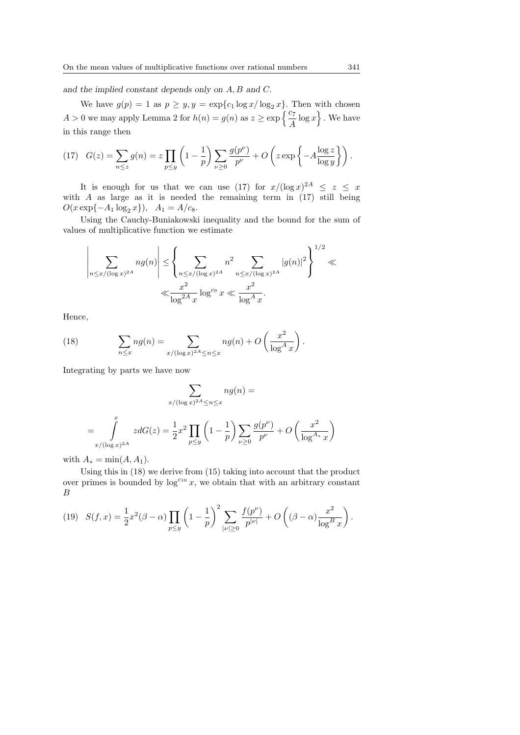*and the implied constant depends only on $A, B$ and $C$.*

We have $g(p) = 1$ as $p \geq y, y = \exp\{c_1 \log x / \log_2 x\}$. Then with chosen $A > 0$ we may apply Lemma 2 for $h(n) = g(n)$ as $z \geq \exp\left\{\frac{c_7}{A}\log x\right\}$. We have in this range then

$$(17) \quad G(z) = \sum_{n \leq z} g(n) = z \prod_{p \leq y}\left(1 - \frac{1}{p}\right)\sum_{\nu \geq 0}\frac{g(p^\nu)}{p^\nu} + O\left(z \exp\left\{-A\frac{\log z}{\log y}\right\}\right).$$

It is enough for us that we can use (17) for $x/(\log x)^{2A} \leq z \leq x$ with $A$ as large as it is needed the remaining term in (17) still being $O(x\exp\{-A_1 \log_2 x\})$, $\quad A_1 = A/c_8$.

Using the Cauchy-Buniakowski inequality and the bound for the sum of values of multiplicative function we estimate

$$\left|\sum_{n \leq x/(\log x)^{2A}} ng(n)\right| \leq \left\{\sum_{n \leq x/(\log x)^{2A}} n^2 \sum_{n \leq x/(\log x)^{2A}} |g(n)|^2\right\}^{1/2} \ll$$
$$\ll \frac{x^2}{\log^{2A} x}\log^{c_9} x \ll \frac{x^2}{\log^A x}.$$

Hence,

$$(18) \qquad \sum_{n \leq x} ng(n) = \sum_{x/(\log x)^{2A} \leq n \leq x} ng(n) + O\left(\frac{x^2}{\log^A x}\right).$$

Integrating by parts we have now

$$\sum_{x/(\log x)^{2A} \leq n \leq x} ng(n) =$$

$$= \int_{x/(\log x)^{2A}}^{x} z\,dG(z) = \frac{1}{2}x^2 \prod_{p \leq y}\left(1 - \frac{1}{p}\right)\sum_{\nu \geq 0}\frac{g(p^\nu)}{p^\nu} + O\left(\frac{x^2}{\log^{A_*} x}\right)$$

with $A_* = \min(A, A_1)$.

Using this in (18) we derive from (15) taking into account that the product over primes is bounded by $\log^{c_{10}} x$, we obtain that with an arbitrary constant $B$

$$(19) \quad S(f, x) = \frac{1}{2}x^2(\beta - \alpha)\prod_{p \leq y}\left(1 - \frac{1}{p}\right)^2 \sum_{|\nu| \geq 0}\frac{f(p^\nu)}{p^{|\nu|}} + O\left((\beta - \alpha)\frac{x^2}{\log^B x}\right).$$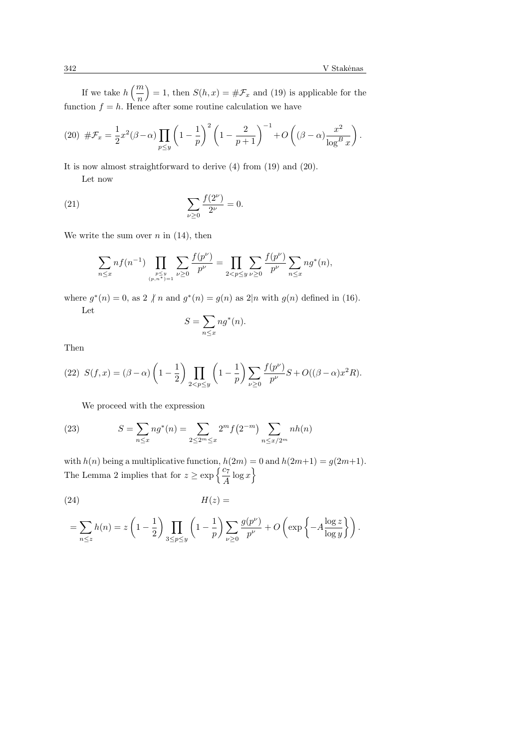If we take $h\left(\dfrac{m}{n}\right) = 1$, then $S(h,x) = \#\mathcal{F}_x$ and (19) is applicable for the function $f = h$. Hence after some routine calculation we have

$$(20)\quad \#\mathcal{F}_x = \frac{1}{2}x^2(\beta-\alpha)\prod_{p\le y}\left(1-\frac{1}{p}\right)^2\left(1-\frac{2}{p+1}\right)^{-1} + O\left((\beta-\alpha)\frac{x^2}{\log^B x}\right).$$

It is now almost straightforward to derive (4) from (19) and (20).

Let now

$$(21)\qquad \sum_{\nu\ge 0}\frac{f(2^\nu)}{2^\nu} = 0.$$

We write the sum over $n$ in (14), then

$$\sum_{n\le x} n f(n^{-1}) \prod_{\substack{p\le y\\ (p,n^*)=1}} \sum_{\nu\ge 0}\frac{f(p^\nu)}{p^\nu} = \prod_{2<p\le y}\sum_{\nu\ge 0}\frac{f(p^\nu)}{p^\nu}\sum_{n\le x} n g^*(n),$$

where $g^*(n) = 0$, as $2 \not| \, n$ and $g^*(n) = g(n)$ as $2|n$ with $g(n)$ defined in (16).

Let

$$S = \sum_{n\le x} n g^*(n).$$

Then

$$(22)\quad S(f,x) = (\beta-\alpha)\left(1-\frac{1}{2}\right)\prod_{2<p\le y}\left(1-\frac{1}{p}\right)\sum_{\nu\ge 0}\frac{f(p^\nu)}{p^\nu}S + O((\beta-\alpha)x^2R).$$

We proceed with the expression

$$(23)\qquad S = \sum_{n\le x} n g^*(n) = \sum_{2\le 2^m\le x} 2^m f\big(2^{-m}\big)\sum_{n\le x/2^m} n h(n)$$

with $h(n)$ being a multiplicative function, $h(2m) = 0$ and $h(2m+1) = g(2m+1)$. The Lemma 2 implies that for $z \ge \exp\left\{\dfrac{c_7}{A}\log x\right\}$

$$(24)\qquad H(z) =$$

$$= \sum_{n\le z} h(n) = z\left(1-\frac{1}{2}\right)\prod_{3\le p\le y}\left(1-\frac{1}{p}\right)\sum_{\nu\ge 0}\frac{g(p^\nu)}{p^\nu} + O\left(\exp\left\{-A\frac{\log z}{\log y}\right\}\right).$$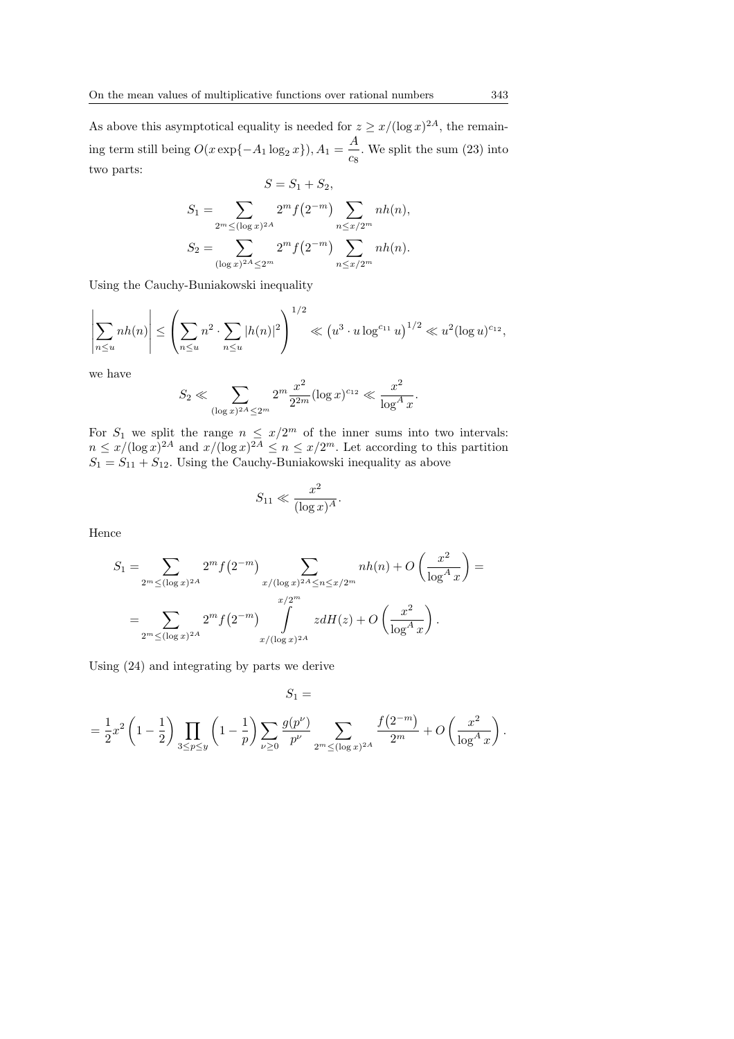As above this asymptotical equality is needed for $z \geq x/(\log x)^{2A}$, the remaining term still being $O(x \exp\{-A_1 \log_2 x\})$, $A_1 = \dfrac{A}{c_8}$. We split the sum (23) into two parts:

$$S = S_1 + S_2,$$

$$S_1 = \sum_{2^m \leq (\log x)^{2A}} 2^m f\big(2^{-m}\big) \sum_{n \leq x/2^m} nh(n),$$

$$S_2 = \sum_{(\log x)^{2A} \leq 2^m} 2^m f\big(2^{-m}\big) \sum_{n \leq x/2^m} nh(n).$$

Using the Cauchy-Buniakowski inequality

$$\left| \sum_{n \leq u} nh(n) \right| \leq \left( \sum_{n \leq u} n^2 \cdot \sum_{n \leq u} |h(n)|^2 \right)^{1/2} \ll \left(u^3 \cdot u \log^{c_{11}} u\right)^{1/2} \ll u^2 (\log u)^{c_{12}},$$

we have

$$S_2 \ll \sum_{(\log x)^{2A} \leq 2^m} 2^m \frac{x^2}{2^{2m}} (\log x)^{c_{12}} \ll \frac{x^2}{\log^A x}.$$

For $S_1$ we split the range $n \leq x/2^m$ of the inner sums into two intervals: $n \leq x/(\log x)^{2A}$ and $x/(\log x)^{2A} \leq n \leq x/2^m$. Let according to this partition $S_1 = S_{11} + S_{12}$. Using the Cauchy-Buniakowski inequality as above

$$S_{11} \ll \frac{x^2}{(\log x)^A}.$$

Hence

$$S_1 = \sum_{2^m \leq (\log x)^{2A}} 2^m f\big(2^{-m}\big) \sum_{x/(\log x)^{2A} \leq n \leq x/2^m} nh(n) + O\left(\frac{x^2}{\log^A x}\right) =$$

$$= \sum_{2^m \leq (\log x)^{2A}} 2^m f\big(2^{-m}\big) \int\limits_{x/(\log x)^{2A}}^{x/2^m} z dH(z) + O\left(\frac{x^2}{\log^A x}\right).$$

Using (24) and integrating by parts we derive

$$S_1 =$$

$$= \frac{1}{2} x^2 \left(1 - \frac{1}{2}\right) \prod_{3 \leq p \leq y} \left(1 - \frac{1}{p}\right) \sum_{\nu \geq 0} \frac{g(p^\nu)}{p^\nu} \sum_{2^m \leq (\log x)^{2A}} \frac{f\big(2^{-m}\big)}{2^m} + O\left(\frac{x^2}{\log^A x}\right).$$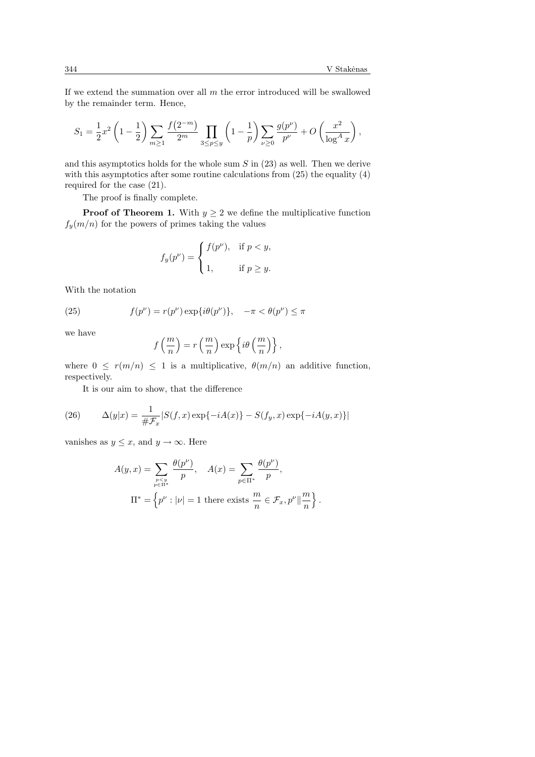If we extend the summation over all $m$ the error introduced will be swallowed by the remainder term. Hence,

$$S_1 = \frac{1}{2}x^2\left(1-\frac{1}{2}\right)\sum_{m\geq 1}\frac{f\big(2^{-m}\big)}{2^m}\prod_{3\leq p\leq y}\left(1-\frac{1}{p}\right)\sum_{\nu\geq 0}\frac{g(p^\nu)}{p^\nu} + O\left(\frac{x^2}{\log^A x}\right),$$

and this asymptotics holds for the whole sum $S$ in (23) as well. Then we derive with this asymptotics after some routine calculations from (25) the equality (4) required for the case (21).

The proof is finally complete.

**Proof of Theorem 1.** With $y \geq 2$ we define the multiplicative function $f_y(m/n)$ for the powers of primes taking the values

$$f_y(p^\nu) = \begin{cases} f(p^\nu), & \text{if } p < y, \\ 1, & \text{if } p \geq y. \end{cases}$$

With the notation

$$f(p^\nu) = r(p^\nu)\exp\{i\theta(p^\nu)\}, \quad -\pi < \theta(p^\nu) \leq \pi \tag{25}$$

we have

$$f\left(\frac{m}{n}\right) = r\left(\frac{m}{n}\right)\exp\left\{i\theta\left(\frac{m}{n}\right)\right\},$$

where $0 \leq r(m/n) \leq 1$ is a multiplicative, $\theta(m/n)$ an additive function, respectively.

It is our aim to show, that the difference

$$\Delta(y|x) = \frac{1}{\#\mathcal{F}_x}|S(f,x)\exp\{-iA(x)\} - S(f_y,x)\exp\{-iA(y,x)\}| \tag{26}$$

vanishes as $y \leq x$, and $y \to \infty$. Here

$$A(y,x) = \sum_{\substack{p<y \\ p\in\Pi^*}}\frac{\theta(p^\nu)}{p}, \quad A(x) = \sum_{p\in\Pi^*}\frac{\theta(p^\nu)}{p},$$

$$\Pi^* = \left\{p^\nu : |\nu| = 1 \text{ there exists } \frac{m}{n}\in\mathcal{F}_x, p^\nu \| \frac{m}{n}\right\}.$$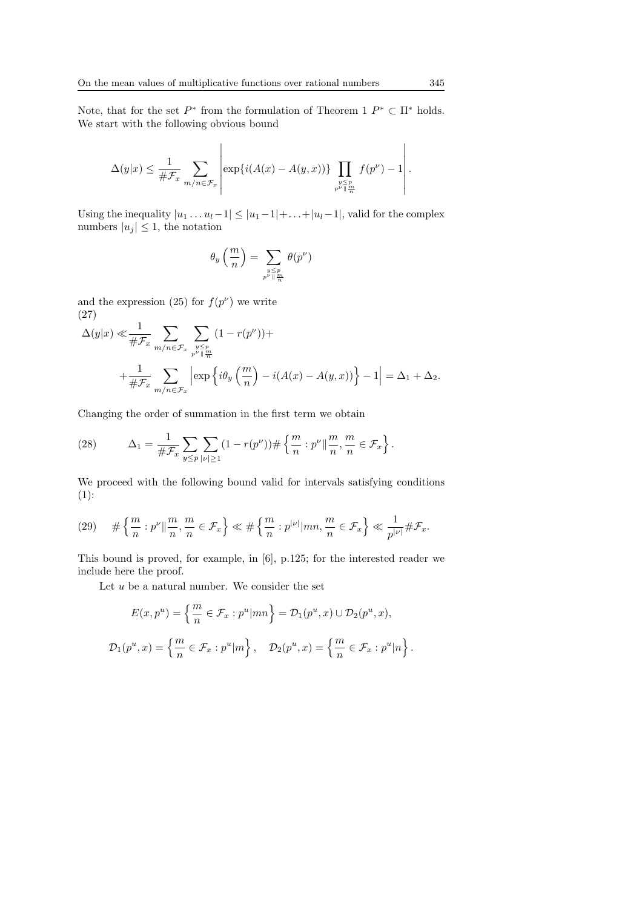Note, that for the set $P^*$ from the formulation of Theorem 1 $P^* \subset \Pi^*$ holds. We start with the following obvious bound

$$\Delta(y|x) \leq \frac{1}{\#\mathcal{F}_x} \sum_{m/n \in \mathcal{F}_x} \left| \exp\{i(A(x) - A(y,x))\} \prod_{\substack{y \leq p \\ p^\nu \| \frac{m}{n}}} f(p^\nu) - 1 \right|.$$

Using the inequality $|u_1 \ldots u_l - 1| \leq |u_1 - 1| + \ldots + |u_l - 1|$, valid for the complex numbers $|u_j| \leq 1$, the notation

$$\theta_y\left(\frac{m}{n}\right) = \sum_{\substack{y \leq p \\ p^\nu \| \frac{m}{n}}} \theta(p^\nu)$$

and the expression (25) for $f(p^\nu)$ we write

(27)
$$\Delta(y|x) \ll \frac{1}{\#\mathcal{F}_x} \sum_{m/n \in \mathcal{F}_x} \sum_{\substack{y \leq p \\ p^\nu \| \frac{m}{n}}} (1 - r(p^\nu)) +$$
$$+ \frac{1}{\#\mathcal{F}_x} \sum_{m/n \in \mathcal{F}_x} \left| \exp\left\{ i\theta_y\left(\frac{m}{n}\right) - i(A(x) - A(y,x)) \right\} - 1 \right| = \Delta_1 + \Delta_2.$$

Changing the order of summation in the first term we obtain

$$\Delta_1 = \frac{1}{\#\mathcal{F}_x} \sum_{y \leq p} \sum_{|\nu| \geq 1} (1 - r(p^\nu)) \# \left\{ \frac{m}{n} : p^\nu \| \frac{m}{n}, \frac{m}{n} \in \mathcal{F}_x \right\}. \tag{28}$$

We proceed with the following bound valid for intervals satisfying conditions (1):

$$\# \left\{ \frac{m}{n} : p^\nu \| \frac{m}{n}, \frac{m}{n} \in \mathcal{F}_x \right\} \ll \# \left\{ \frac{m}{n} : p^{|\nu|} | mn, \frac{m}{n} \in \mathcal{F}_x \right\} \ll \frac{1}{p^{|\nu|}} \#\mathcal{F}_x. \tag{29}$$

This bound is proved, for example, in [6], p.125; for the interested reader we include here the proof.

Let $u$ be a natural number. We consider the set

$$E(x, p^u) = \left\{ \frac{m}{n} \in \mathcal{F}_x : p^u | mn \right\} = \mathcal{D}_1(p^u, x) \cup \mathcal{D}_2(p^u, x),$$

$$\mathcal{D}_1(p^u, x) = \left\{ \frac{m}{n} \in \mathcal{F}_x : p^u | m \right\}, \quad \mathcal{D}_2(p^u, x) = \left\{ \frac{m}{n} \in \mathcal{F}_x : p^u | n \right\}.$$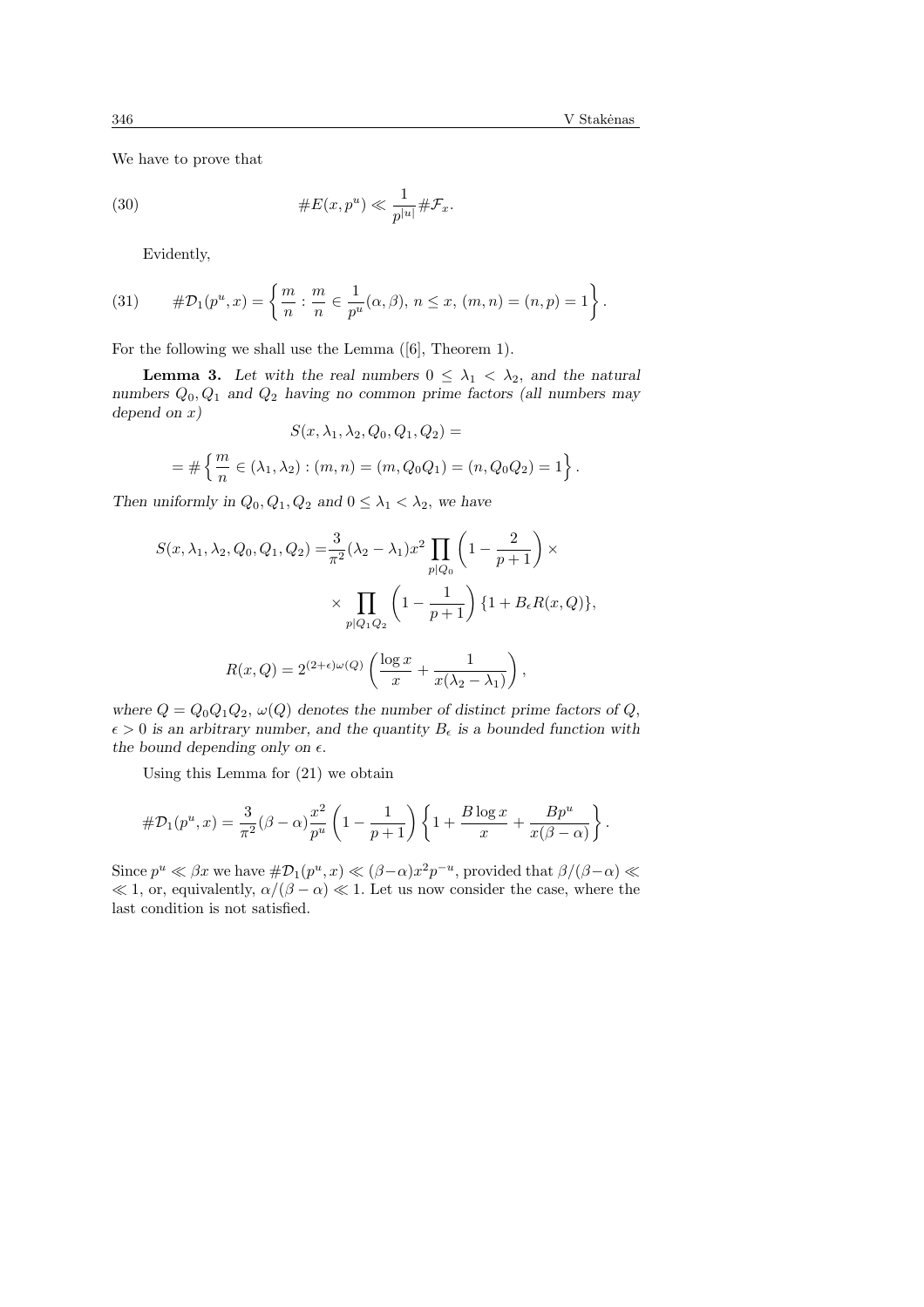We have to prove that

$$\#E(x, p^u) \ll \frac{1}{p^{|u|}} \#\mathcal{F}_x. \tag{30}$$

Evidently,

$$\#\mathcal{D}_1(p^u, x) = \left\{ \frac{m}{n} : \frac{m}{n} \in \frac{1}{p^u}(\alpha, \beta),\, n \le x,\, (m,n) = (n,p) = 1 \right\}. \tag{31}$$

For the following we shall use the Lemma ([6], Theorem 1).

**Lemma 3.** *Let with the real numbers $0 \le \lambda_1 < \lambda_2$, and the natural numbers $Q_0, Q_1$ and $Q_2$ having no common prime factors (all numbers may depend on $x$)*

$$S(x, \lambda_1, \lambda_2, Q_0, Q_1, Q_2) =$$

$$= \# \left\{ \frac{m}{n} \in (\lambda_1, \lambda_2) : (m,n) = (m, Q_0Q_1) = (n, Q_0Q_2) = 1 \right\}.$$

*Then uniformly in $Q_0, Q_1, Q_2$ and $0 \le \lambda_1 < \lambda_2$, we have*

$$S(x, \lambda_1, \lambda_2, Q_0, Q_1, Q_2) = \frac{3}{\pi^2}(\lambda_2 - \lambda_1)x^2 \prod_{p|Q_0}\left(1 - \frac{2}{p+1}\right) \times \prod_{p|Q_1Q_2}\left(1 - \frac{1}{p+1}\right)\{1 + B_\epsilon R(x,Q)\},$$

$$R(x, Q) = 2^{(2+\epsilon)\omega(Q)}\left(\frac{\log x}{x} + \frac{1}{x(\lambda_2 - \lambda_1)}\right),$$

*where $Q = Q_0Q_1Q_2$, $\omega(Q)$ denotes the number of distinct prime factors of $Q$, $\epsilon > 0$ is an arbitrary number, and the quantity $B_\epsilon$ is a bounded function with the bound depending only on $\epsilon$.*

Using this Lemma for (21) we obtain

$$\#\mathcal{D}_1(p^u, x) = \frac{3}{\pi^2}(\beta - \alpha)\frac{x^2}{p^u}\left(1 - \frac{1}{p+1}\right)\left\{1 + \frac{B\log x}{x} + \frac{Bp^u}{x(\beta - \alpha)}\right\}.$$

Since $p^u \ll \beta x$ we have $\#\mathcal{D}_1(p^u, x) \ll (\beta - \alpha)x^2p^{-u}$, provided that $\beta/(\beta-\alpha) \ll \ll 1$, or, equivalently, $\alpha/(\beta - \alpha) \ll 1$. Let us now consider the case, where the last condition is not satisfied.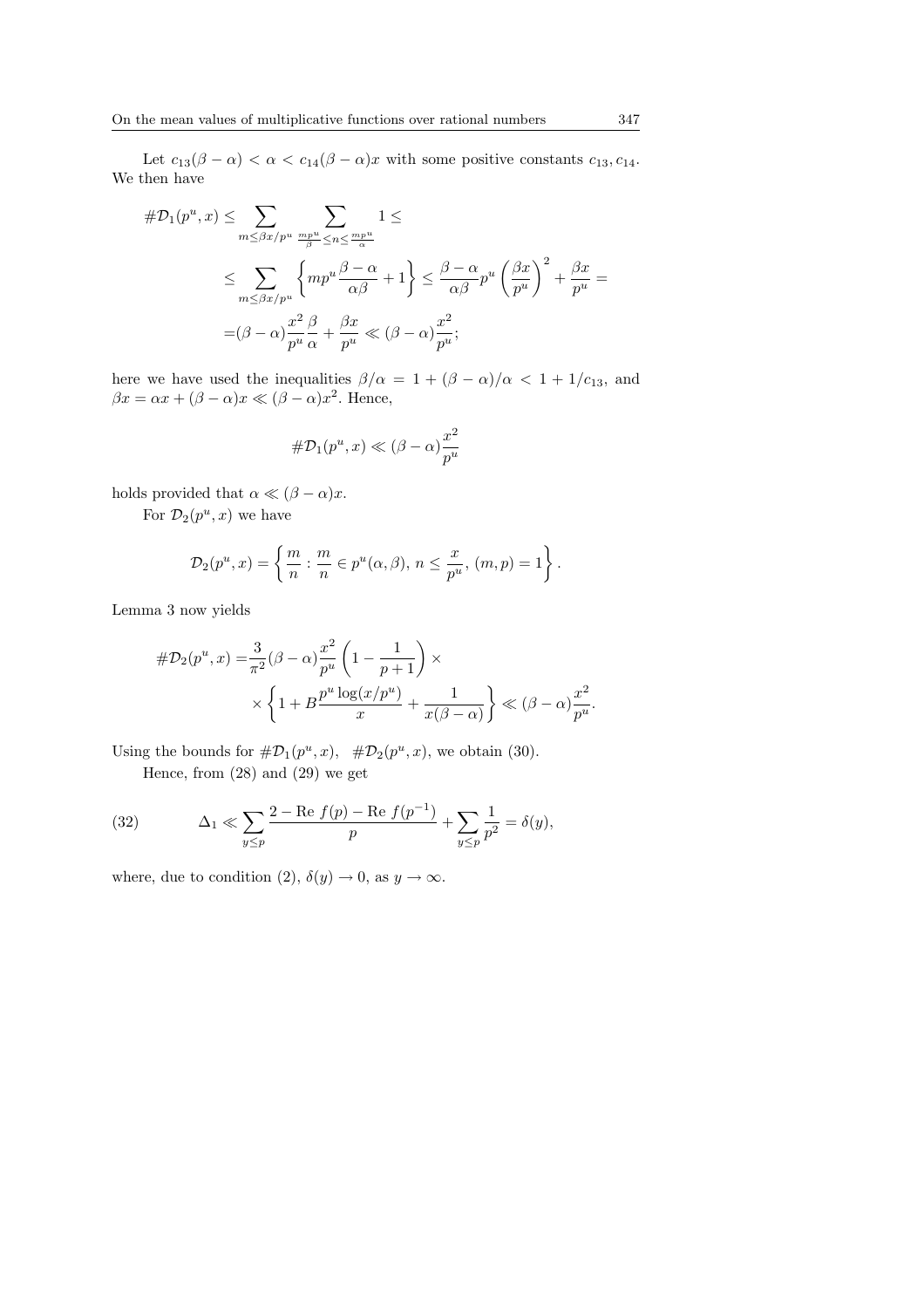Let $c_{13}(\beta-\alpha) < \alpha < c_{14}(\beta-\alpha)x$ with some positive constants $c_{13}, c_{14}$. We then have

$$
\begin{aligned}
\#\mathcal{D}_1(p^u,x) \le & \sum_{m\le \beta x/p^u} \sum_{\frac{mp^u}{\beta}\le n\le \frac{mp^u}{\alpha}} 1 \le \\
\le & \sum_{m\le \beta x/p^u} \left\{ mp^u \frac{\beta-\alpha}{\alpha\beta} + 1 \right\} \le \frac{\beta-\alpha}{\alpha\beta} p^u \left(\frac{\beta x}{p^u}\right)^2 + \frac{\beta x}{p^u} = \\
= & (\beta-\alpha)\frac{x^2}{p^u}\frac{\beta}{\alpha} + \frac{\beta x}{p^u} \ll (\beta-\alpha)\frac{x^2}{p^u};
\end{aligned}
$$

here we have used the inequalities $\beta/\alpha = 1 + (\beta-\alpha)/\alpha < 1 + 1/c_{13}$, and $\beta x = \alpha x + (\beta-\alpha)x \ll (\beta-\alpha)x^2$. Hence,

$$
\#\mathcal{D}_1(p^u,x) \ll (\beta-\alpha)\frac{x^2}{p^u}
$$

holds provided that $\alpha \ll (\beta-\alpha)x$.

For $\mathcal{D}_2(p^u,x)$ we have

$$
\mathcal{D}_2(p^u,x) = \left\{ \frac{m}{n} : \frac{m}{n} \in p^u(\alpha,\beta),\, n \le \frac{x}{p^u},\, (m,p)=1 \right\}.
$$

Lemma 3 now yields

$$
\begin{aligned}
\#\mathcal{D}_2(p^u,x) = & \frac{3}{\pi^2}(\beta-\alpha)\frac{x^2}{p^u}\left(1-\frac{1}{p+1}\right) \times \\
& \times \left\{ 1 + B\frac{p^u \log(x/p^u)}{x} + \frac{1}{x(\beta-\alpha)} \right\} \ll (\beta-\alpha)\frac{x^2}{p^u}.
\end{aligned}
$$

Using the bounds for $\#\mathcal{D}_1(p^u,x)$, $\#\mathcal{D}_2(p^u,x)$, we obtain (30).

Hence, from (28) and (29) we get

$$
\Delta_1 \ll \sum_{y\le p} \frac{2 - \operatorname{Re} f(p) - \operatorname{Re} f(p^{-1})}{p} + \sum_{y\le p}\frac{1}{p^2} = \delta(y), \tag{32}
$$

where, due to condition (2), $\delta(y) \to 0$, as $y\to\infty$.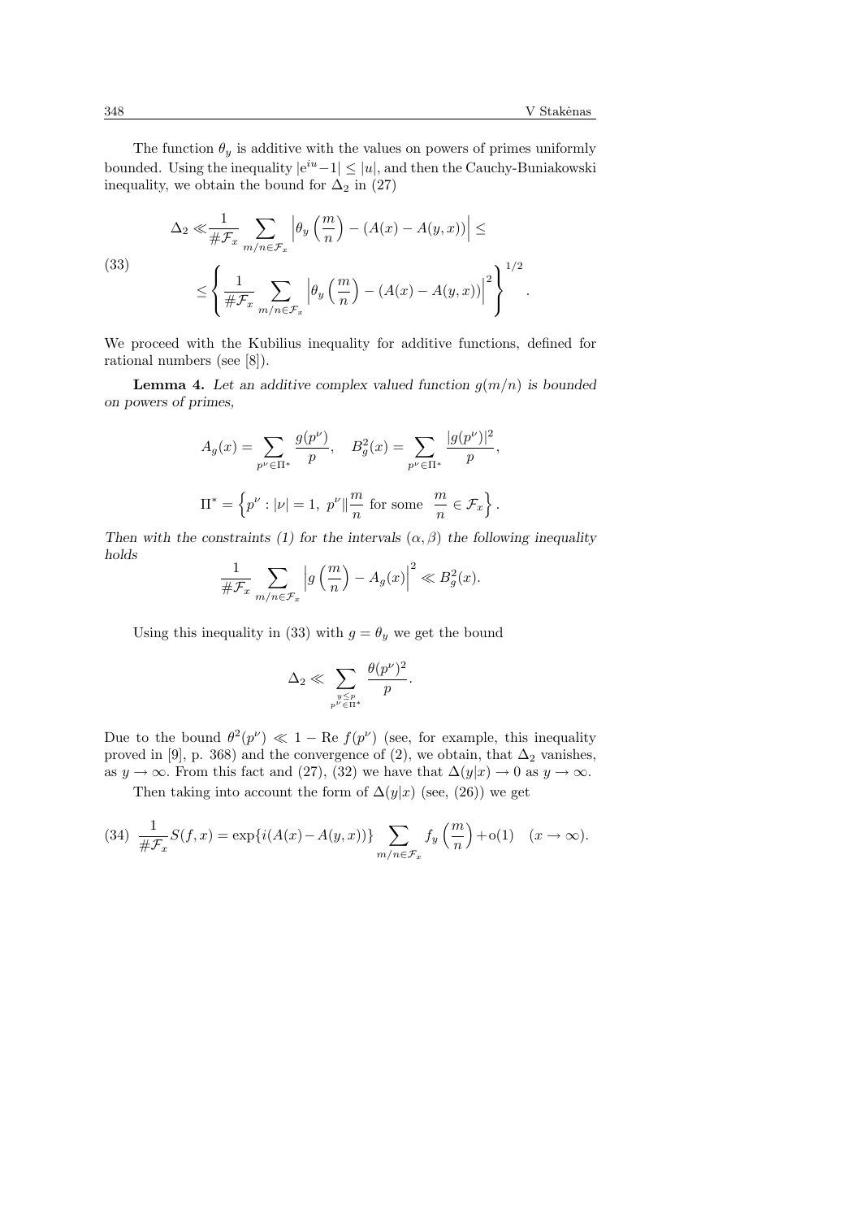The function $\theta_y$ is additive with the values on powers of primes uniformly bounded. Using the inequality $|e^{iu}-1| \le |u|$, and then the Cauchy-Buniakowski inequality, we obtain the bound for $\Delta_2$ in (27)

$$
\begin{aligned}
\Delta_2 \ll & \frac{1}{\#\mathcal{F}_x} \sum_{m/n \in \mathcal{F}_x} \left| \theta_y \left( \frac{m}{n} \right) - (A(x) - A(y,x)) \right| \le \\
& \le \left\{ \frac{1}{\#\mathcal{F}_x} \sum_{m/n \in \mathcal{F}_x} \left| \theta_y \left( \frac{m}{n} \right) - (A(x) - A(y,x)) \right|^2 \right\}^{1/2} .
\end{aligned}
\tag{33}
$$

We proceed with the Kubilius inequality for additive functions, defined for rational numbers (see [8]).

**Lemma 4.** *Let an additive complex valued function $g(m/n)$ is bounded on powers of primes,*

$$
A_g(x) = \sum_{p^\nu \in \Pi^*} \frac{g(p^\nu)}{p}, \quad B_g^2(x) = \sum_{p^\nu \in \Pi^*} \frac{|g(p^\nu)|^2}{p},
$$

$$
\Pi^* = \left\{ p^\nu : |\nu| = 1,\ p^\nu \| \frac{m}{n} \text{ for some } \frac{m}{n} \in \mathcal{F}_x \right\}.
$$

*Then with the constraints (1) for the intervals $(\alpha, \beta)$ the following inequality holds*

$$
\frac{1}{\#\mathcal{F}_x} \sum_{m/n \in \mathcal{F}_x} \left| g \left( \frac{m}{n} \right) - A_g(x) \right|^2 \ll B_g^2(x).
$$

Using this inequality in (33) with $g = \theta_y$ we get the bound

$$
\Delta_2 \ll \sum_{\substack{y \le p \\ p^\nu \in \Pi^*}} \frac{\theta(p^\nu)^2}{p}.
$$

Due to the bound $\theta^2(p^\nu) \ll 1 - \operatorname{Re} f(p^\nu)$ (see, for example, this inequality proved in [9], p. 368) and the convergence of (2), we obtain, that $\Delta_2$ vanishes, as $y \to \infty$. From this fact and (27), (32) we have that $\Delta(y|x) \to 0$ as $y \to \infty$.

Then taking into account the form of $\Delta(y|x)$ (see, (26)) we get

$$
\frac{1}{\#\mathcal{F}_x} S(f, x) = \exp\{i(A(x) - A(y,x))\} \sum_{m/n \in \mathcal{F}_x} f_y \left( \frac{m}{n} \right) + o(1) \quad (x \to \infty).
\tag{34}
$$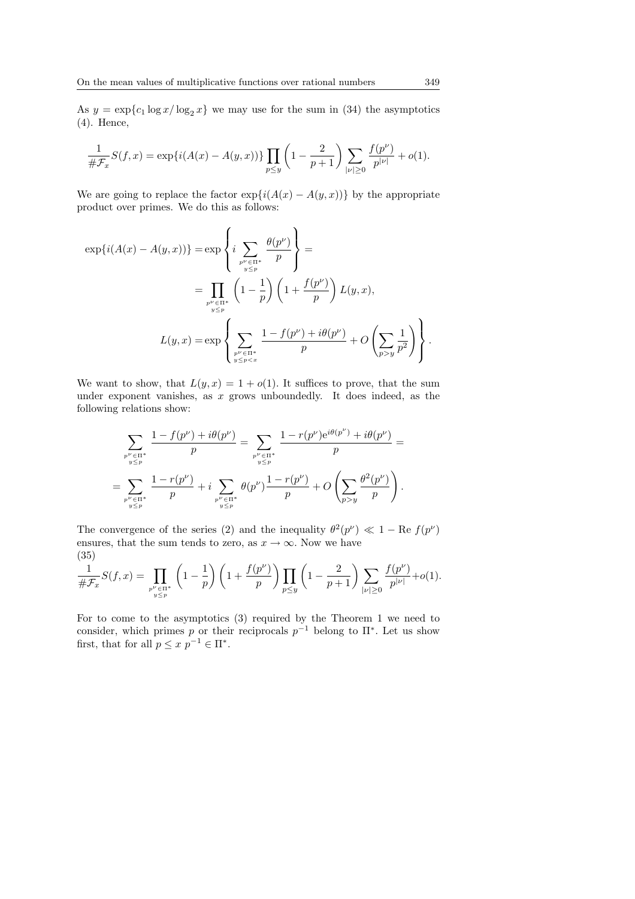As $y = \exp\{c_1 \log x / \log_2 x\}$ we may use for the sum in (34) the asymptotics (4). Hence,

$$\frac{1}{\#\mathcal{F}_x} S(f,x) = \exp\{i(A(x) - A(y,x))\} \prod_{p \le y} \left(1 - \frac{2}{p+1}\right) \sum_{|\nu| \ge 0} \frac{f(p^\nu)}{p^{|\nu|}} + o(1).$$

We are going to replace the factor $\exp\{i(A(x) - A(y,x))\}$ by the appropriate product over primes. We do this as follows:

$$\begin{aligned}
\exp\{i(A(x) - A(y,x))\} &= \exp\left\{ i \sum_{\substack{p^\nu \in \Pi^* \\ y \le p}} \frac{\theta(p^\nu)}{p} \right\} = \\
&= \prod_{\substack{p^\nu \in \Pi^* \\ y \le p}} \left(1 - \frac{1}{p}\right)\left(1 + \frac{f(p^\nu)}{p}\right) L(y,x), \\
L(y,x) &= \exp\left\{ \sum_{\substack{p^\nu \in \Pi^* \\ y \le p < x}} \frac{1 - f(p^\nu) + i\theta(p^\nu)}{p} + O\left(\sum_{p > y} \frac{1}{p^2}\right) \right\}.
\end{aligned}$$

We want to show, that $L(y,x) = 1 + o(1)$. It suffices to prove, that the sum under exponent vanishes, as $x$ grows unboundedly. It does indeed, as the following relations show:

$$\begin{aligned}
&\sum_{\substack{p^\nu \in \Pi^* \\ y \le p}} \frac{1 - f(p^\nu) + i\theta(p^\nu)}{p} = \sum_{\substack{p^\nu \in \Pi^* \\ y \le p}} \frac{1 - r(p^\nu) \mathrm{e}^{i\theta(p^\nu)} + i\theta(p^\nu)}{p} = \\
&= \sum_{\substack{p^\nu \in \Pi^* \\ y \le p}} \frac{1 - r(p^\nu)}{p} + i \sum_{\substack{p^\nu \in \Pi^* \\ y \le p}} \theta(p^\nu) \frac{1 - r(p^\nu)}{p} + O\left(\sum_{p > y} \frac{\theta^2(p^\nu)}{p}\right).
\end{aligned}$$

The convergence of the series (2) and the inequality $\theta^2(p^\nu) \ll 1 - \mathrm{Re}\, f(p^\nu)$ ensures, that the sum tends to zero, as $x \to \infty$. Now we have

(35)
$$\frac{1}{\#\mathcal{F}_x} S(f,x) = \prod_{\substack{p^\nu \in \Pi^* \\ y \le p}} \left(1 - \frac{1}{p}\right)\left(1 + \frac{f(p^\nu)}{p}\right) \prod_{p \le y} \left(1 - \frac{2}{p+1}\right) \sum_{|\nu| \ge 0} \frac{f(p^\nu)}{p^{|\nu|}} + o(1).$$

For to come to the asymptotics (3) required by the Theorem 1 we need to consider, which primes $p$ or their reciprocals $p^{-1}$ belong to $\Pi^*$. Let us show first, that for all $p \le x$ $p^{-1} \in \Pi^*$.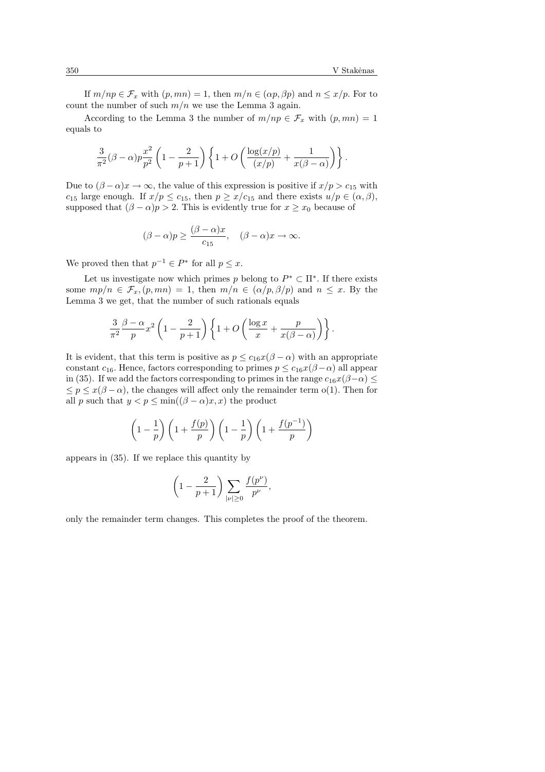If $m/np \in \mathcal{F}_x$ with $(p, mn) = 1$, then $m/n \in (\alpha p, \beta p)$ and $n \leq x/p$. For to count the number of such $m/n$ we use the Lemma 3 again.

According to the Lemma 3 the number of $m/np \in \mathcal{F}_x$ with $(p, mn) = 1$ equals to

$$\frac{3}{\pi^2}(\beta - \alpha)p\frac{x^2}{p^2}\left(1 - \frac{2}{p+1}\right)\left\{1 + O\left(\frac{\log(x/p)}{(x/p)} + \frac{1}{x(\beta - \alpha)}\right)\right\}.$$

Due to $(\beta - \alpha)x \to \infty$, the value of this expression is positive if $x/p > c_{15}$ with $c_{15}$ large enough. If $x/p \leq c_{15}$, then $p \geq x/c_{15}$ and there exists $u/p \in (\alpha, \beta)$, supposed that $(\beta - \alpha)p > 2$. This is evidently true for $x \geq x_0$ because of

$$(\beta - \alpha)p \geq \frac{(\beta - \alpha)x}{c_{15}}, \quad (\beta - \alpha)x \to \infty.$$

We proved then that $p^{-1} \in P^*$ for all $p \leq x$.

Let us investigate now which primes $p$ belong to $P^* \subset \Pi^*$. If there exists some $mp/n \in \mathcal{F}_x, (p, mn) = 1$, then $m/n \in (\alpha/p, \beta/p)$ and $n \leq x$. By the Lemma 3 we get, that the number of such rationals equals

$$\frac{3}{\pi^2}\frac{\beta - \alpha}{p}x^2\left(1 - \frac{2}{p+1}\right)\left\{1 + O\left(\frac{\log x}{x} + \frac{p}{x(\beta - \alpha)}\right)\right\}.$$

It is evident, that this term is positive as $p \leq c_{16}x(\beta - \alpha)$ with an appropriate constant $c_{16}$. Hence, factors corresponding to primes $p \leq c_{16}x(\beta-\alpha)$ all appear in (35). If we add the factors corresponding to primes in the range $c_{16}x(\beta-\alpha) \leq$ $\leq p \leq x(\beta - \alpha)$, the changes will affect only the remainder term o(1). Then for all $p$ such that $y < p \leq \min((\beta - \alpha)x, x)$ the product

$$\left(1 - \frac{1}{p}\right)\left(1 + \frac{f(p)}{p}\right)\left(1 - \frac{1}{p}\right)\left(1 + \frac{f(p^{-1})}{p}\right)$$

appears in (35). If we replace this quantity by

$$\left(1 - \frac{2}{p+1}\right)\sum_{|\nu| \geq 0}\frac{f(p^\nu)}{p^\nu},$$

only the remainder term changes. This completes the proof of the theorem.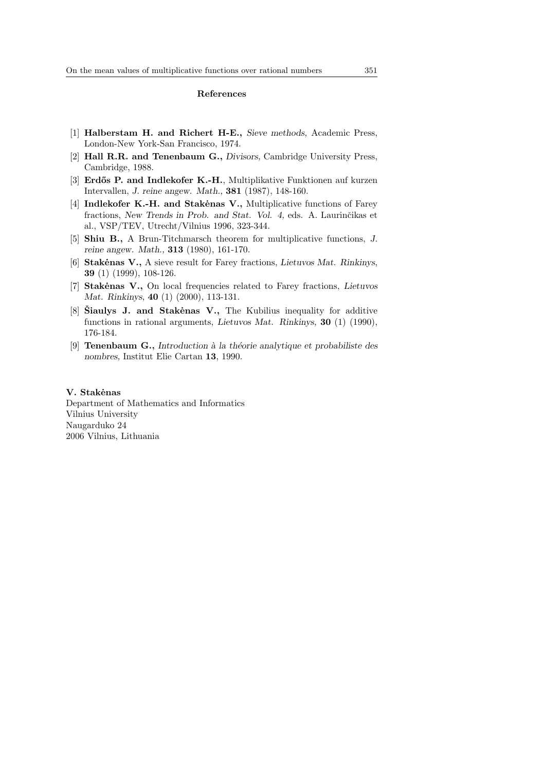## References

[1] **Halberstam H. and Richert H-E.,** *Sieve methods,* Academic Press, London-New York-San Francisco, 1974.

[2] **Hall R.R. and Tenenbaum G.,** *Divisors,* Cambridge University Press, Cambridge, 1988.

[3] **Erdős P. and Indlekofer K.-H.**, Multiplikative Funktionen auf kurzen Intervallen, *J. reine angew. Math.,* **381** (1987), 148-160.

[4] **Indlekofer K.-H. and Stakėnas V.,** Multiplicative functions of Farey fractions, *New Trends in Prob. and Stat. Vol. 4,* eds. A. Laurinčikas et al., VSP/TEV, Utrecht/Vilnius 1996, 323-344.

[5] **Shiu B.,** A Brun-Titchmarsch theorem for multiplicative functions, *J. reine angew. Math.,* **313** (1980), 161-170.

[6] **Stakėnas V.,** A sieve result for Farey fractions, *Lietuvos Mat. Rinkinys,* **39** (1) (1999), 108-126.

[7] **Stakėnas V.,** On local frequencies related to Farey fractions, *Lietuvos Mat. Rinkinys,* **40** (1) (2000), 113-131.

[8] **Šiaulys J. and Stakėnas V.,** The Kubilius inequality for additive functions in rational arguments, *Lietuvos Mat. Rinkinys,* **30** (1) (1990), 176-184.

[9] **Tenenbaum G.,** *Introduction à la théorie analytique et probabiliste des nombres,* Institut Elie Cartan **13**, 1990.

**V. Stakėnas**
Department of Mathematics and Informatics
Vilnius University
Naugarduko 24
2006 Vilnius, Lithuania